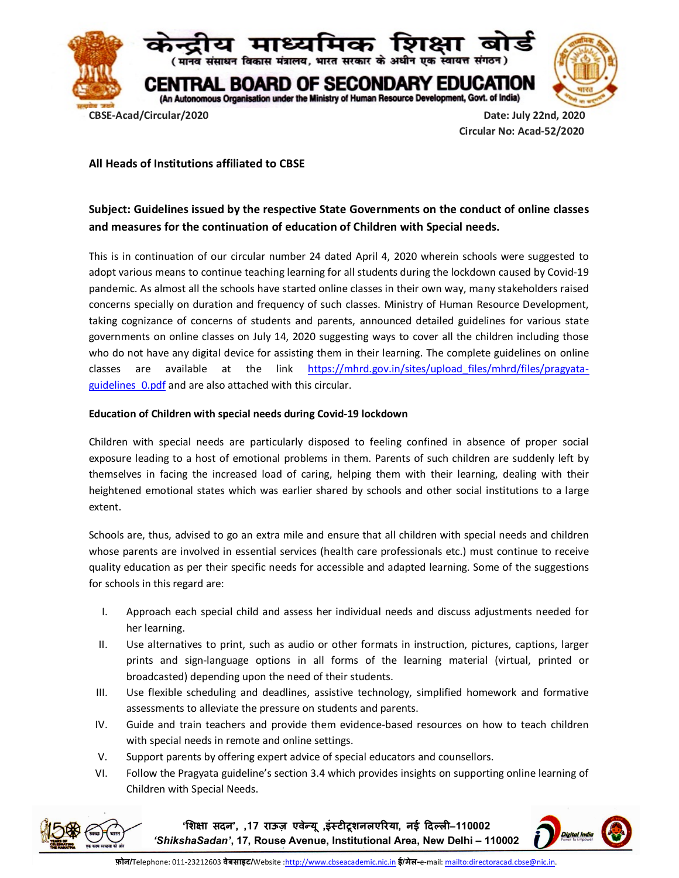# केन्द्रीय माध्यमिक शिक्षा बोर्ड

(मानव संसाधन विकास मंत्रालय, भारत सरकार के अधीन एक स्वायत्त संगठन)

# CENTRAL BOARD OF SECONDARY EDUCATION

(An Autonomous Organisation under the Ministry of Human Resource Development, Govt. of India)

**CBSE-Acad/Circular/2020** **Date: July 22nd, 2020**

**Circular No: Acad-52/2020**

**All Heads of Institutions affiliated to CBSE**

**Subject: Guidelines issued by the respective State Governments on the conduct of online classes and measures for the continuation of education of Children with Special needs.**

This is in continuation of our circular number 24 dated April 4, 2020 wherein schools were suggested to adopt various means to continue teaching learning for all students during the lockdown caused by Covid-19 pandemic. As almost all the schools have started online classes in their own way, many stakeholders raised concerns specially on duration and frequency of such classes. Ministry of Human Resource Development, taking cognizance of concerns of students and parents, announced detailed guidelines for various state governments on online classes on July 14, 2020 suggesting ways to cover all the children including those who do not have any digital device for assisting them in their learning. The complete guidelines on online classes are available at the link https://mhrd.gov.in/sites/upload_files/mhrd/files/pragyata-guidelines_0.pdf and are also attached with this circular.

**Education of Children with special needs during Covid-19 lockdown**

Children with special needs are particularly disposed to feeling confined in absence of proper social exposure leading to a host of emotional problems in them. Parents of such children are suddenly left by themselves in facing the increased load of caring, helping them with their learning, dealing with their heightened emotional states which was earlier shared by schools and other social institutions to a large extent.

Schools are, thus, advised to go an extra mile and ensure that all children with special needs and children whose parents are involved in essential services (health care professionals etc.) must continue to receive quality education as per their specific needs for accessible and adapted learning. Some of the suggestions for schools in this regard are:

I. Approach each special child and assess her individual needs and discuss adjustments needed for her learning.
II. Use alternatives to print, such as audio or other formats in instruction, pictures, captions, larger prints and sign-language options in all forms of the learning material (virtual, printed or broadcasted) depending upon the need of their students.
III. Use flexible scheduling and deadlines, assistive technology, simplified homework and formative assessments to alleviate the pressure on students and parents.
IV. Guide and train teachers and provide them evidence-based resources on how to teach children with special needs in remote and online settings.
V. Support parents by offering expert advice of special educators and counsellors.
VI. Follow the Pragyata guideline's section 3.4 which provides insights on supporting online learning of Children with Special Needs.

'शिक्षा सदन', ,17 राऊज़ एवेन्यू ,इंस्टीटूशनलएरिया, नई दिल्ली–110002
*'ShikshaSadan'*, 17, Rouse Avenue, Institutional Area, New Delhi – 110002

फ़ोन/Telephone: 011-23212603 वेबसाइट/Website :http://www.cbseacademic.nic.in ई/मेल-e-mail: mailto:directoracad.cbse@nic.in.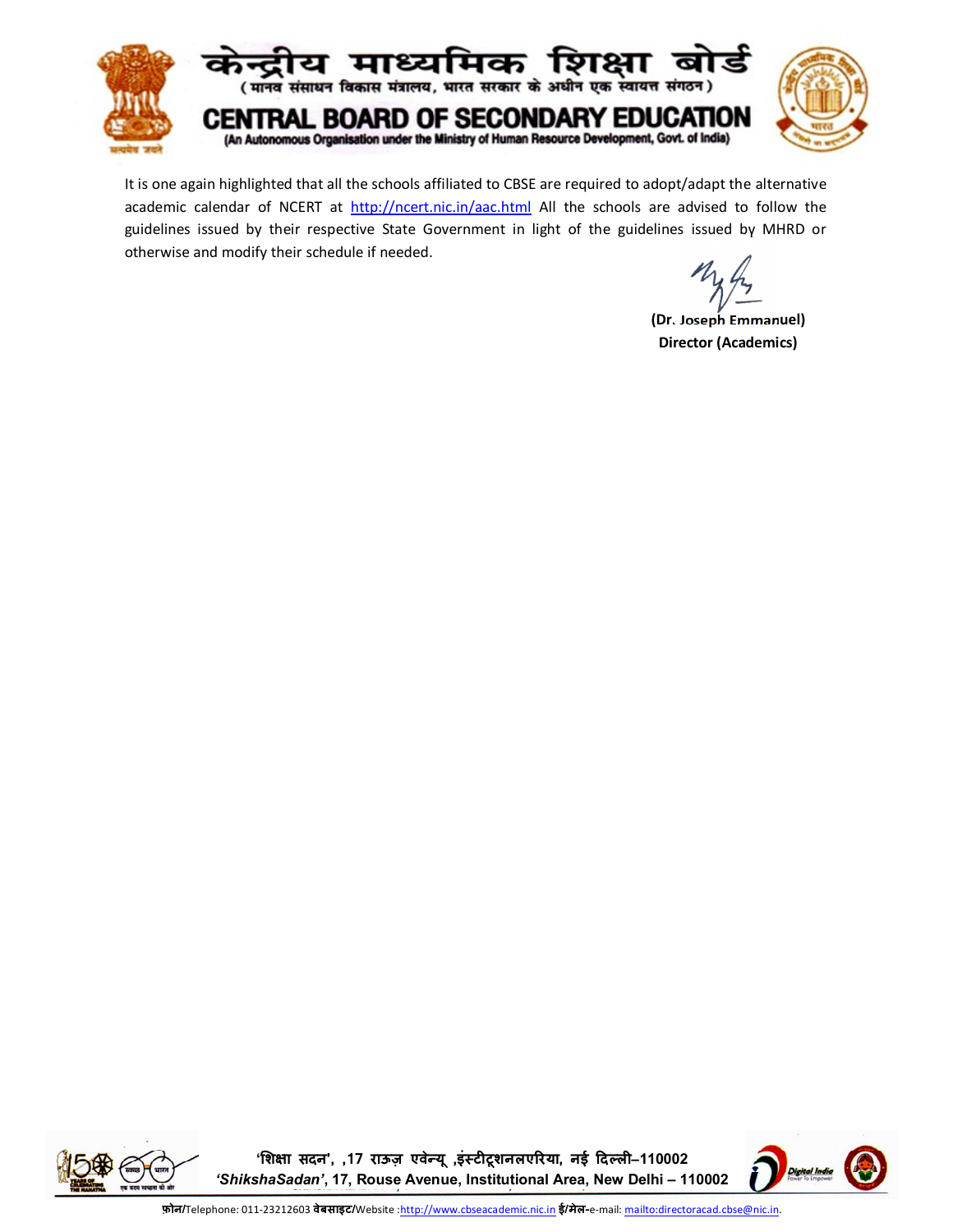It is one again highlighted that all the schools affiliated to CBSE are required to adopt/adapt the alternative academic calendar of NCERT at http://ncert.nic.in/aac.html All the schools are advised to follow the guidelines issued by their respective State Government in light of the guidelines issued by MHRD or otherwise and modify their schedule if needed.

**(Dr. Joseph Emmanuel)**
**Director (Academics)**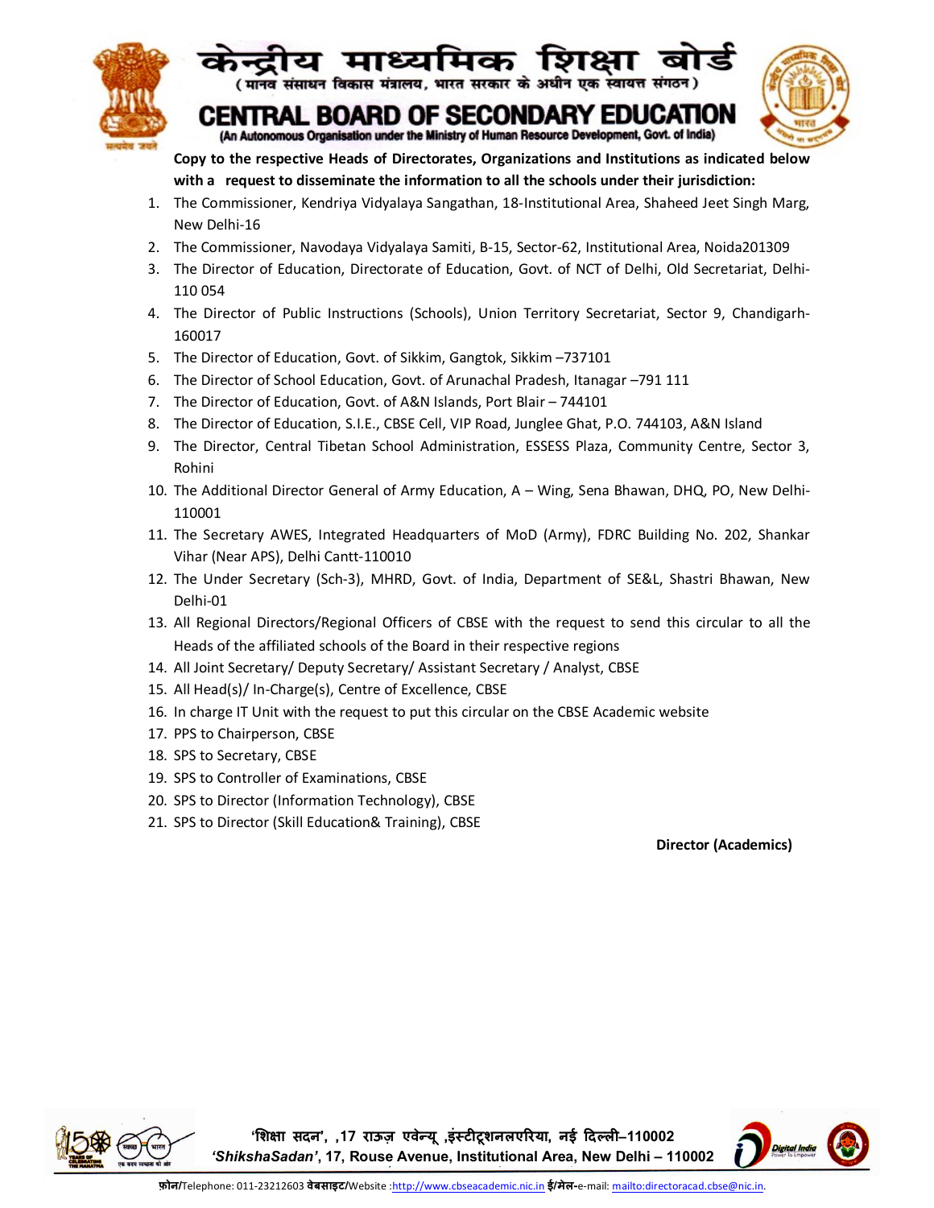**Copy to the respective Heads of Directorates, Organizations and Institutions as indicated below with a request to disseminate the information to all the schools under their jurisdiction:**

1. The Commissioner, Kendriya Vidyalaya Sangathan, 18-Institutional Area, Shaheed Jeet Singh Marg, New Delhi-16
2. The Commissioner, Navodaya Vidyalaya Samiti, B-15, Sector-62, Institutional Area, Noida201309
3. The Director of Education, Directorate of Education, Govt. of NCT of Delhi, Old Secretariat, Delhi-110 054
4. The Director of Public Instructions (Schools), Union Territory Secretariat, Sector 9, Chandigarh-160017
5. The Director of Education, Govt. of Sikkim, Gangtok, Sikkim –737101
6. The Director of School Education, Govt. of Arunachal Pradesh, Itanagar –791 111
7. The Director of Education, Govt. of A&N Islands, Port Blair – 744101
8. The Director of Education, S.I.E., CBSE Cell, VIP Road, Junglee Ghat, P.O. 744103, A&N Island
9. The Director, Central Tibetan School Administration, ESSESS Plaza, Community Centre, Sector 3, Rohini
10. The Additional Director General of Army Education, A – Wing, Sena Bhawan, DHQ, PO, New Delhi-110001
11. The Secretary AWES, Integrated Headquarters of MoD (Army), FDRC Building No. 202, Shankar Vihar (Near APS), Delhi Cantt-110010
12. The Under Secretary (Sch-3), MHRD, Govt. of India, Department of SE&L, Shastri Bhawan, New Delhi-01
13. All Regional Directors/Regional Officers of CBSE with the request to send this circular to all the Heads of the affiliated schools of the Board in their respective regions
14. All Joint Secretary/ Deputy Secretary/ Assistant Secretary / Analyst, CBSE
15. All Head(s)/ In-Charge(s), Centre of Excellence, CBSE
16. In charge IT Unit with the request to put this circular on the CBSE Academic website
17. PPS to Chairperson, CBSE
18. SPS to Secretary, CBSE
19. SPS to Controller of Examinations, CBSE
20. SPS to Director (Information Technology), CBSE
21. SPS to Director (Skill Education& Training), CBSE

**Director (Academics)**